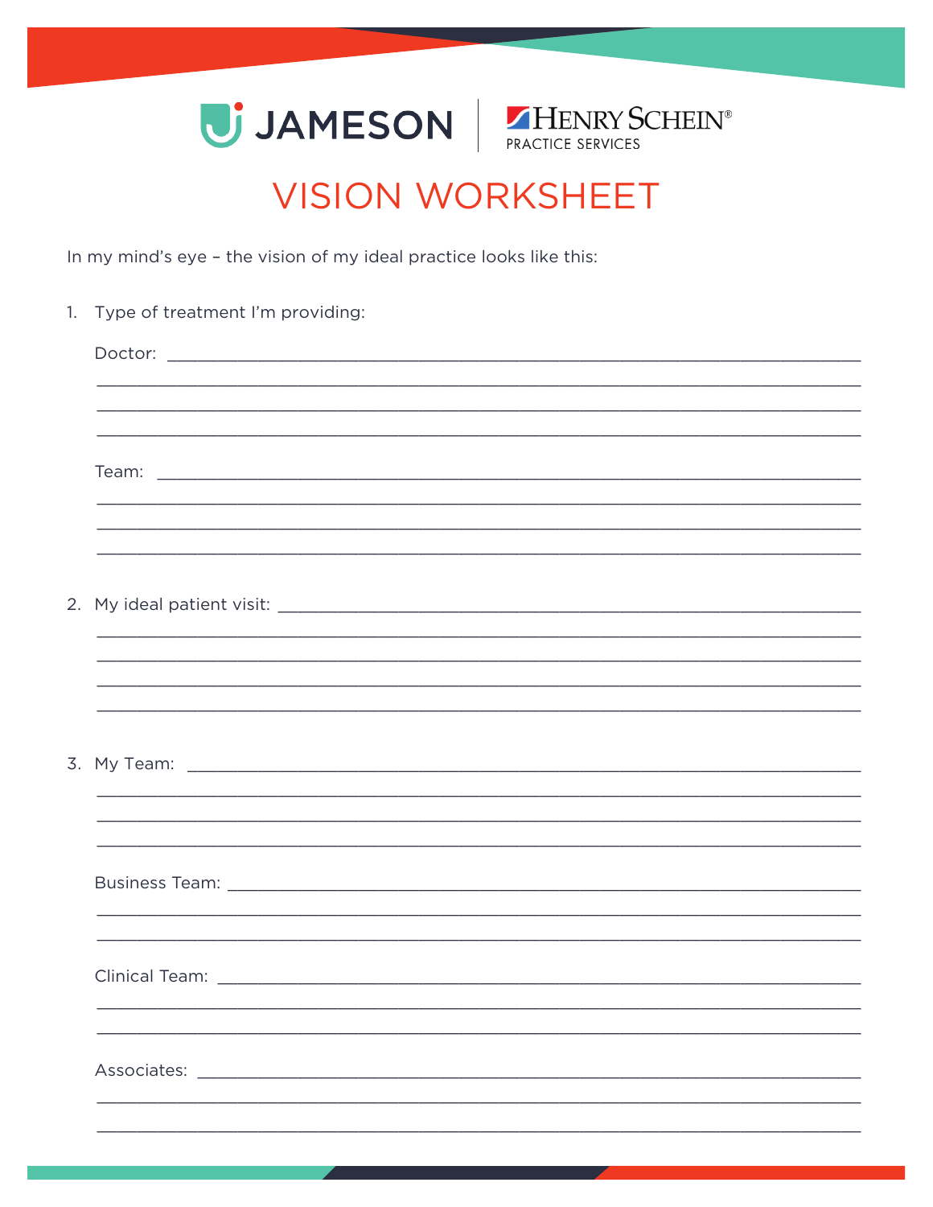JAMESON | HENRY SCHEIN® PRACTICE SERVICES

# VISION WORKSHEET

In my mind's eye – the vision of my ideal practice looks like this:

1. Type of treatment I'm providing:

   Doctor: ______________________________________________

   ______________________________________________

   ______________________________________________

   ______________________________________________

   Team: ______________________________________________

   ______________________________________________

   ______________________________________________

   ______________________________________________

2. My ideal patient visit: ______________________________________________

   ______________________________________________

   ______________________________________________

   ______________________________________________

   ______________________________________________

3. My Team: ______________________________________________

   ______________________________________________

   ______________________________________________

   ______________________________________________

   Business Team: ______________________________________________

   ______________________________________________

   ______________________________________________

   Clinical Team: ______________________________________________

   ______________________________________________

   ______________________________________________

   Associates: ______________________________________________

   ______________________________________________

   ______________________________________________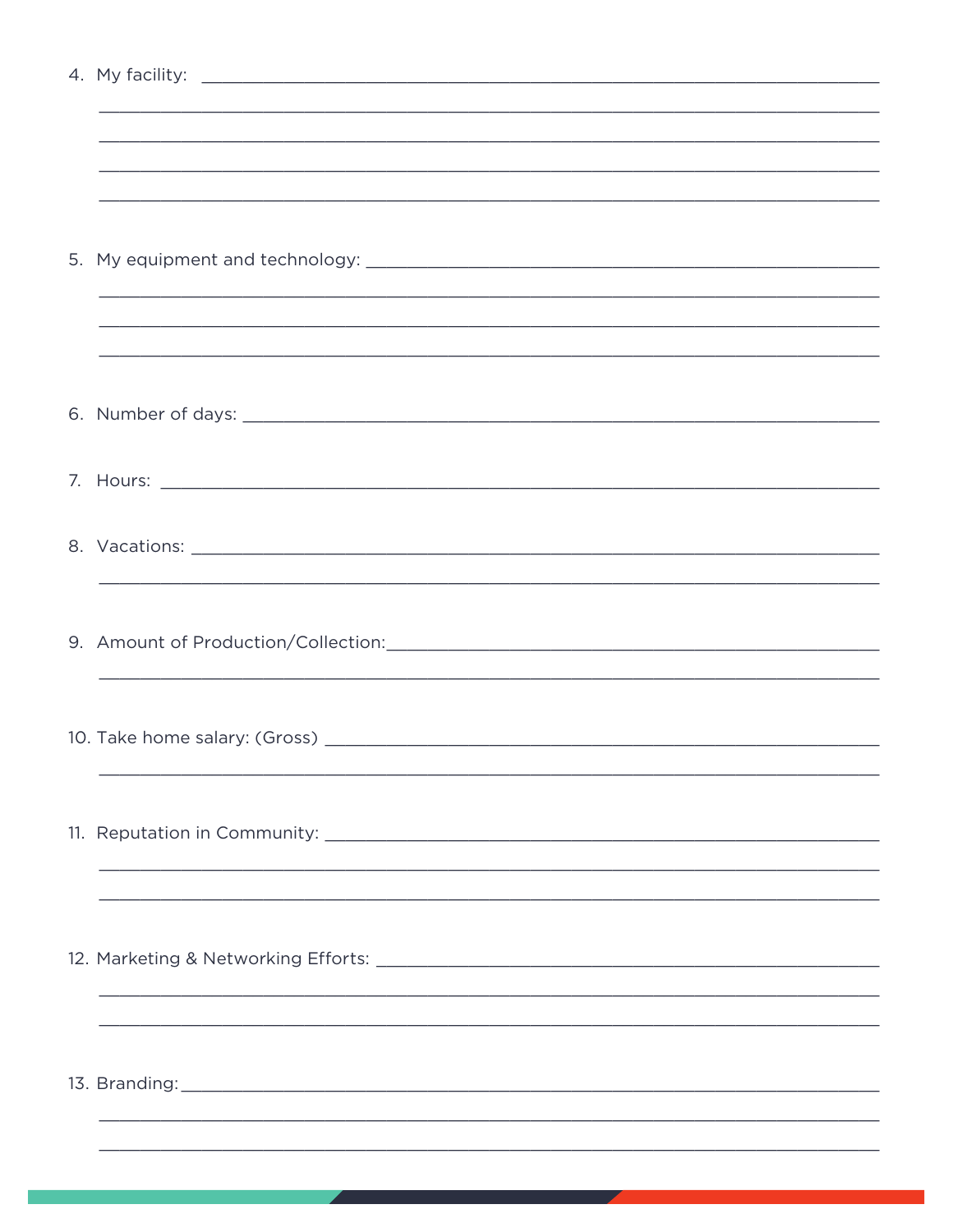4. My facility: \_\_\_\_\_\_\_\_\_\_\_\_\_\_\_\_\_\_\_\_\_\_\_\_\_\_\_\_\_\_\_\_\_\_\_\_\_\_\_\_\_\_\_\_\_\_\_\_\_\_\_\_\_\_\_\_\_\_\_\_\_\_\_\_\_\_\_\_\_\_\_\_\_\_\_\_\_\_
   \_\_\_\_\_\_\_\_\_\_\_\_\_\_\_\_\_\_\_\_\_\_\_\_\_\_\_\_\_\_\_\_\_\_\_\_\_\_\_\_\_\_\_\_\_\_\_\_\_\_\_\_\_\_\_\_\_\_\_\_\_\_\_\_\_\_\_\_\_\_\_\_\_\_\_\_\_\_\_\_\_\_\_\_\_\_\_\_\_\_
   \_\_\_\_\_\_\_\_\_\_\_\_\_\_\_\_\_\_\_\_\_\_\_\_\_\_\_\_\_\_\_\_\_\_\_\_\_\_\_\_\_\_\_\_\_\_\_\_\_\_\_\_\_\_\_\_\_\_\_\_\_\_\_\_\_\_\_\_\_\_\_\_\_\_\_\_\_\_\_\_\_\_\_\_\_\_\_\_\_\_
   \_\_\_\_\_\_\_\_\_\_\_\_\_\_\_\_\_\_\_\_\_\_\_\_\_\_\_\_\_\_\_\_\_\_\_\_\_\_\_\_\_\_\_\_\_\_\_\_\_\_\_\_\_\_\_\_\_\_\_\_\_\_\_\_\_\_\_\_\_\_\_\_\_\_\_\_\_\_\_\_\_\_\_\_\_\_\_\_\_\_
   \_\_\_\_\_\_\_\_\_\_\_\_\_\_\_\_\_\_\_\_\_\_\_\_\_\_\_\_\_\_\_\_\_\_\_\_\_\_\_\_\_\_\_\_\_\_\_\_\_\_\_\_\_\_\_\_\_\_\_\_\_\_\_\_\_\_\_\_\_\_\_\_\_\_\_\_\_\_\_\_\_\_\_\_\_\_\_\_\_\_

5. My equipment and technology: \_\_\_\_\_\_\_\_\_\_\_\_\_\_\_\_\_\_\_\_\_\_\_\_\_\_\_\_\_\_\_\_\_\_\_\_\_\_\_\_\_\_\_\_\_\_\_\_\_\_\_\_\_\_\_\_\_\_\_
   \_\_\_\_\_\_\_\_\_\_\_\_\_\_\_\_\_\_\_\_\_\_\_\_\_\_\_\_\_\_\_\_\_\_\_\_\_\_\_\_\_\_\_\_\_\_\_\_\_\_\_\_\_\_\_\_\_\_\_\_\_\_\_\_\_\_\_\_\_\_\_\_\_\_\_\_\_\_\_\_\_\_\_\_\_\_\_\_\_\_
   \_\_\_\_\_\_\_\_\_\_\_\_\_\_\_\_\_\_\_\_\_\_\_\_\_\_\_\_\_\_\_\_\_\_\_\_\_\_\_\_\_\_\_\_\_\_\_\_\_\_\_\_\_\_\_\_\_\_\_\_\_\_\_\_\_\_\_\_\_\_\_\_\_\_\_\_\_\_\_\_\_\_\_\_\_\_\_\_\_\_
   \_\_\_\_\_\_\_\_\_\_\_\_\_\_\_\_\_\_\_\_\_\_\_\_\_\_\_\_\_\_\_\_\_\_\_\_\_\_\_\_\_\_\_\_\_\_\_\_\_\_\_\_\_\_\_\_\_\_\_\_\_\_\_\_\_\_\_\_\_\_\_\_\_\_\_\_\_\_\_\_\_\_\_\_\_\_\_\_\_\_

6. Number of days: \_\_\_\_\_\_\_\_\_\_\_\_\_\_\_\_\_\_\_\_\_\_\_\_\_\_\_\_\_\_\_\_\_\_\_\_\_\_\_\_\_\_\_\_\_\_\_\_\_\_\_\_\_\_\_\_\_\_\_\_\_\_\_\_\_\_\_\_\_\_\_\_\_

7. Hours: \_\_\_\_\_\_\_\_\_\_\_\_\_\_\_\_\_\_\_\_\_\_\_\_\_\_\_\_\_\_\_\_\_\_\_\_\_\_\_\_\_\_\_\_\_\_\_\_\_\_\_\_\_\_\_\_\_\_\_\_\_\_\_\_\_\_\_\_\_\_\_\_\_\_\_\_\_\_\_\_\_\_

8. Vacations: \_\_\_\_\_\_\_\_\_\_\_\_\_\_\_\_\_\_\_\_\_\_\_\_\_\_\_\_\_\_\_\_\_\_\_\_\_\_\_\_\_\_\_\_\_\_\_\_\_\_\_\_\_\_\_\_\_\_\_\_\_\_\_\_\_\_\_\_\_\_\_\_\_\_\_\_\_\_\_
   \_\_\_\_\_\_\_\_\_\_\_\_\_\_\_\_\_\_\_\_\_\_\_\_\_\_\_\_\_\_\_\_\_\_\_\_\_\_\_\_\_\_\_\_\_\_\_\_\_\_\_\_\_\_\_\_\_\_\_\_\_\_\_\_\_\_\_\_\_\_\_\_\_\_\_\_\_\_\_\_\_\_\_\_\_\_\_\_\_\_

9. Amount of Production/Collection: \_\_\_\_\_\_\_\_\_\_\_\_\_\_\_\_\_\_\_\_\_\_\_\_\_\_\_\_\_\_\_\_\_\_\_\_\_\_\_\_\_\_\_\_\_\_\_\_\_\_\_\_\_\_\_\_
   \_\_\_\_\_\_\_\_\_\_\_\_\_\_\_\_\_\_\_\_\_\_\_\_\_\_\_\_\_\_\_\_\_\_\_\_\_\_\_\_\_\_\_\_\_\_\_\_\_\_\_\_\_\_\_\_\_\_\_\_\_\_\_\_\_\_\_\_\_\_\_\_\_\_\_\_\_\_\_\_\_\_\_\_\_\_\_\_\_\_

10. Take home salary: (Gross) \_\_\_\_\_\_\_\_\_\_\_\_\_\_\_\_\_\_\_\_\_\_\_\_\_\_\_\_\_\_\_\_\_\_\_\_\_\_\_\_\_\_\_\_\_\_\_\_\_\_\_\_\_\_\_\_\_\_\_\_\_\_
    \_\_\_\_\_\_\_\_\_\_\_\_\_\_\_\_\_\_\_\_\_\_\_\_\_\_\_\_\_\_\_\_\_\_\_\_\_\_\_\_\_\_\_\_\_\_\_\_\_\_\_\_\_\_\_\_\_\_\_\_\_\_\_\_\_\_\_\_\_\_\_\_\_\_\_\_\_\_\_\_\_\_\_\_\_\_\_\_\_\_

11. Reputation in Community: \_\_\_\_\_\_\_\_\_\_\_\_\_\_\_\_\_\_\_\_\_\_\_\_\_\_\_\_\_\_\_\_\_\_\_\_\_\_\_\_\_\_\_\_\_\_\_\_\_\_\_\_\_\_\_\_\_\_\_\_\_\_
    \_\_\_\_\_\_\_\_\_\_\_\_\_\_\_\_\_\_\_\_\_\_\_\_\_\_\_\_\_\_\_\_\_\_\_\_\_\_\_\_\_\_\_\_\_\_\_\_\_\_\_\_\_\_\_\_\_\_\_\_\_\_\_\_\_\_\_\_\_\_\_\_\_\_\_\_\_\_\_\_\_\_\_\_\_\_\_\_\_\_
    \_\_\_\_\_\_\_\_\_\_\_\_\_\_\_\_\_\_\_\_\_\_\_\_\_\_\_\_\_\_\_\_\_\_\_\_\_\_\_\_\_\_\_\_\_\_\_\_\_\_\_\_\_\_\_\_\_\_\_\_\_\_\_\_\_\_\_\_\_\_\_\_\_\_\_\_\_\_\_\_\_\_\_\_\_\_\_\_\_\_

12. Marketing & Networking Efforts: \_\_\_\_\_\_\_\_\_\_\_\_\_\_\_\_\_\_\_\_\_\_\_\_\_\_\_\_\_\_\_\_\_\_\_\_\_\_\_\_\_\_\_\_\_\_\_\_\_\_\_\_\_\_\_\_
    \_\_\_\_\_\_\_\_\_\_\_\_\_\_\_\_\_\_\_\_\_\_\_\_\_\_\_\_\_\_\_\_\_\_\_\_\_\_\_\_\_\_\_\_\_\_\_\_\_\_\_\_\_\_\_\_\_\_\_\_\_\_\_\_\_\_\_\_\_\_\_\_\_\_\_\_\_\_\_\_\_\_\_\_\_\_\_\_\_\_
    \_\_\_\_\_\_\_\_\_\_\_\_\_\_\_\_\_\_\_\_\_\_\_\_\_\_\_\_\_\_\_\_\_\_\_\_\_\_\_\_\_\_\_\_\_\_\_\_\_\_\_\_\_\_\_\_\_\_\_\_\_\_\_\_\_\_\_\_\_\_\_\_\_\_\_\_\_\_\_\_\_\_\_\_\_\_\_\_\_\_

13. Branding: \_\_\_\_\_\_\_\_\_\_\_\_\_\_\_\_\_\_\_\_\_\_\_\_\_\_\_\_\_\_\_\_\_\_\_\_\_\_\_\_\_\_\_\_\_\_\_\_\_\_\_\_\_\_\_\_\_\_\_\_\_\_\_\_\_\_\_\_\_\_\_\_\_\_\_\_\_\_\_
    \_\_\_\_\_\_\_\_\_\_\_\_\_\_\_\_\_\_\_\_\_\_\_\_\_\_\_\_\_\_\_\_\_\_\_\_\_\_\_\_\_\_\_\_\_\_\_\_\_\_\_\_\_\_\_\_\_\_\_\_\_\_\_\_\_\_\_\_\_\_\_\_\_\_\_\_\_\_\_\_\_\_\_\_\_\_\_\_\_\_
    \_\_\_\_\_\_\_\_\_\_\_\_\_\_\_\_\_\_\_\_\_\_\_\_\_\_\_\_\_\_\_\_\_\_\_\_\_\_\_\_\_\_\_\_\_\_\_\_\_\_\_\_\_\_\_\_\_\_\_\_\_\_\_\_\_\_\_\_\_\_\_\_\_\_\_\_\_\_\_\_\_\_\_\_\_\_\_\_\_\_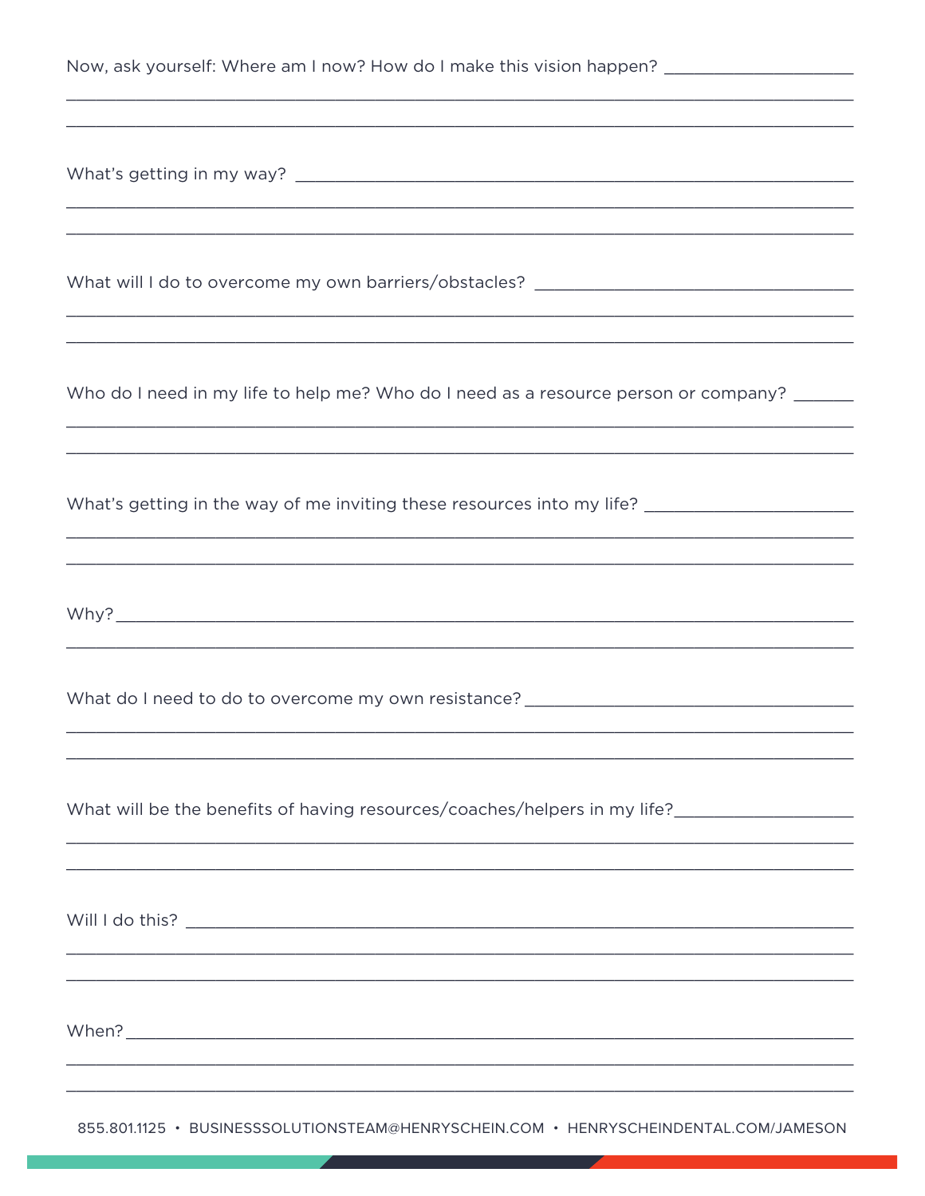Now, ask yourself: Where am I now? How do I make this vision happen?

What's getting in my way?

What will I do to overcome my own barriers/obstacles?

Who do I need in my life to help me? Who do I need as a resource person or company?

What's getting in the way of me inviting these resources into my life?

Why?

What do I need to do to overcome my own resistance?

What will be the benefits of having resources/coaches/helpers in my life?

Will I do this?

When?

855.801.1125 • BUSINESSSOLUTIONSTEAM@HENRYSCHEIN.COM • HENRYSCHEINDENTAL.COM/JAMESON